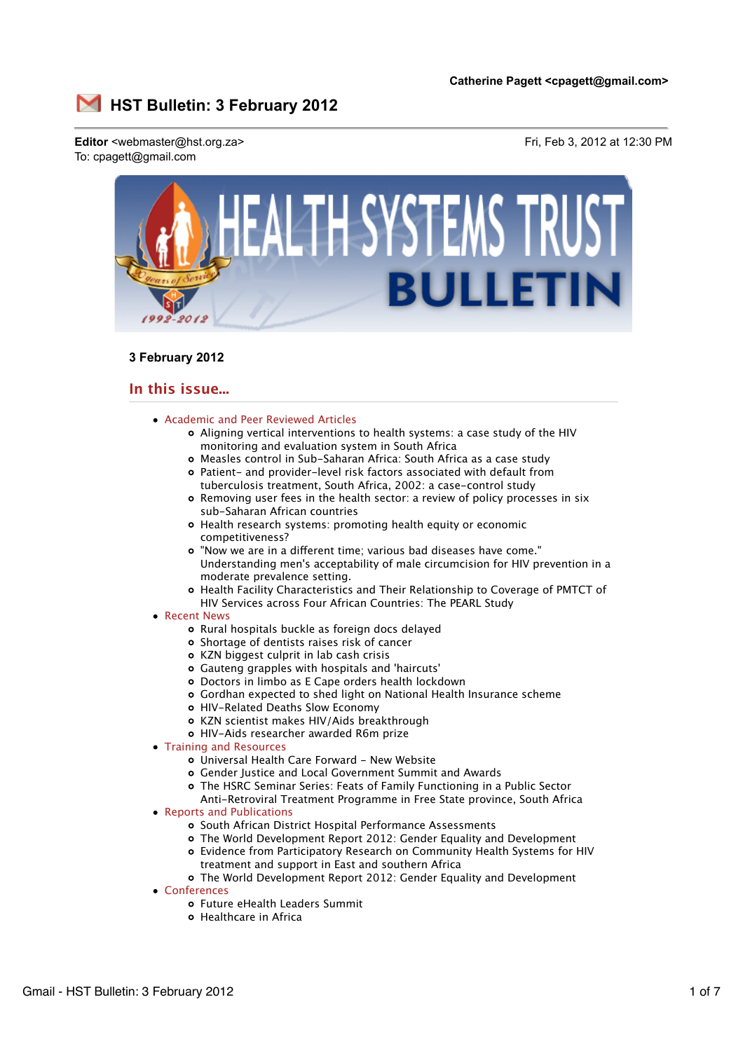Catherine Pagett <cpagett@gmail.com>

# HST Bulletin: 3 February 2012

**Editor** <webmaster@hst.org.za>
To: cpagett@gmail.com

Fri, Feb 3, 2012 at 12:30 PM

**3 February 2012**

## In this issue...

- Academic and Peer Reviewed Articles
  - Aligning vertical interventions to health systems: a case study of the HIV monitoring and evaluation system in South Africa
  - Measles control in Sub-Saharan Africa: South Africa as a case study
  - Patient- and provider-level risk factors associated with default from tuberculosis treatment, South Africa, 2002: a case-control study
  - Removing user fees in the health sector: a review of policy processes in six sub-Saharan African countries
  - Health research systems: promoting health equity or economic competitiveness?
  - "Now we are in a different time; various bad diseases have come." Understanding men's acceptability of male circumcision for HIV prevention in a moderate prevalence setting.
  - Health Facility Characteristics and Their Relationship to Coverage of PMTCT of HIV Services across Four African Countries: The PEARL Study
- Recent News
  - Rural hospitals buckle as foreign docs delayed
  - Shortage of dentists raises risk of cancer
  - KZN biggest culprit in lab cash crisis
  - Gauteng grapples with hospitals and 'haircuts'
  - Doctors in limbo as E Cape orders health lockdown
  - Gordhan expected to shed light on National Health Insurance scheme
  - HIV-Related Deaths Slow Economy
  - KZN scientist makes HIV/Aids breakthrough
  - HIV-Aids researcher awarded R6m prize
- Training and Resources
  - Universal Health Care Forward - New Website
  - Gender Justice and Local Government Summit and Awards
  - The HSRC Seminar Series: Feats of Family Functioning in a Public Sector Anti-Retroviral Treatment Programme in Free State province, South Africa
- Reports and Publications
  - South African District Hospital Performance Assessments
  - The World Development Report 2012: Gender Equality and Development
  - Evidence from Participatory Research on Community Health Systems for HIV treatment and support in East and southern Africa
  - The World Development Report 2012: Gender Equality and Development
- Conferences
  - Future eHealth Leaders Summit
  - Healthcare in Africa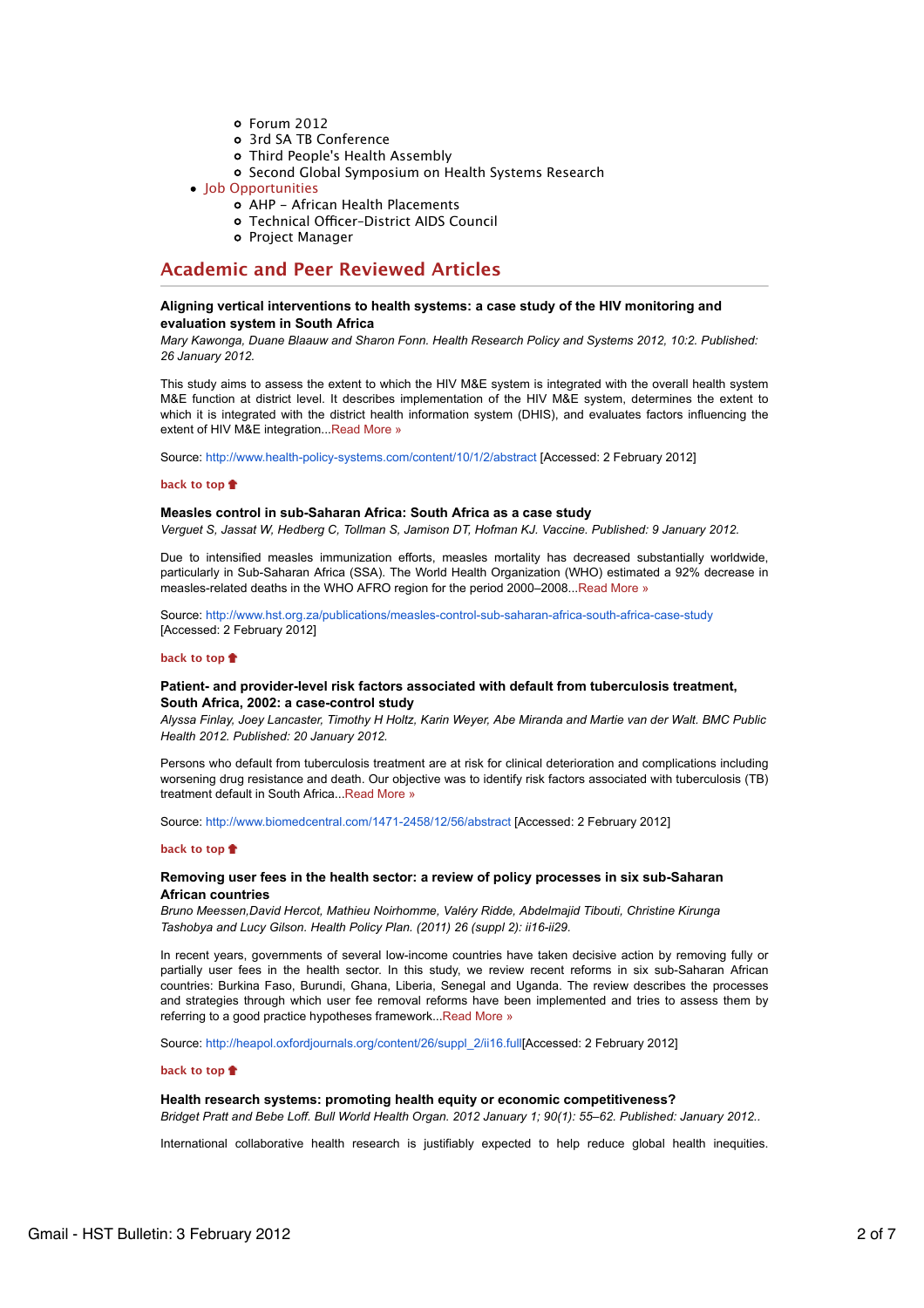- Forum 2012
    - 3rd SA TB Conference
    - Third People's Health Assembly
    - Second Global Symposium on Health Systems Research
- Job Opportunities
    - AHP - African Health Placements
    - Technical Officer-District AIDS Council
    - Project Manager

## Academic and Peer Reviewed Articles

**Aligning vertical interventions to health systems: a case study of the HIV monitoring and evaluation system in South Africa**

*Mary Kawonga, Duane Blaauw and Sharon Fonn. Health Research Policy and Systems 2012, 10:2. Published: 26 January 2012.*

This study aims to assess the extent to which the HIV M&E system is integrated with the overall health system M&E function at district level. It describes implementation of the HIV M&E system, determines the extent to which it is integrated with the district health information system (DHIS), and evaluates factors influencing the extent of HIV M&E integration...Read More »

Source: http://www.health-policy-systems.com/content/10/1/2/abstract [Accessed: 2 February 2012]

**back to top**

**Measles control in sub-Saharan Africa: South Africa as a case study**

*Verguet S, Jassat W, Hedberg C, Tollman S, Jamison DT, Hofman KJ. Vaccine. Published: 9 January 2012.*

Due to intensified measles immunization efforts, measles mortality has decreased substantially worldwide, particularly in Sub-Saharan Africa (SSA). The World Health Organization (WHO) estimated a 92% decrease in measles-related deaths in the WHO AFRO region for the period 2000–2008...Read More »

Source: http://www.hst.org.za/publications/measles-control-sub-saharan-africa-south-africa-case-study [Accessed: 2 February 2012]

**back to top**

**Patient- and provider-level risk factors associated with default from tuberculosis treatment, South Africa, 2002: a case-control study**

*Alyssa Finlay, Joey Lancaster, Timothy H Holtz, Karin Weyer, Abe Miranda and Martie van der Walt. BMC Public Health 2012. Published: 20 January 2012.*

Persons who default from tuberculosis treatment are at risk for clinical deterioration and complications including worsening drug resistance and death. Our objective was to identify risk factors associated with tuberculosis (TB) treatment default in South Africa...Read More »

Source: http://www.biomedcentral.com/1471-2458/12/56/abstract [Accessed: 2 February 2012]

**back to top**

**Removing user fees in the health sector: a review of policy processes in six sub-Saharan African countries**

*Bruno Meessen,David Hercot, Mathieu Noirhomme, Valéry Ridde, Abdelmajid Tibouti, Christine Kirunga Tashobya and Lucy Gilson. Health Policy Plan. (2011) 26 (suppl 2): ii16-ii29.*

In recent years, governments of several low-income countries have taken decisive action by removing fully or partially user fees in the health sector. In this study, we review recent reforms in six sub-Saharan African countries: Burkina Faso, Burundi, Ghana, Liberia, Senegal and Uganda. The review describes the processes and strategies through which user fee removal reforms have been implemented and tries to assess them by referring to a good practice hypotheses framework...Read More »

Source: http://heapol.oxfordjournals.org/content/26/suppl_2/ii16.full[Accessed: 2 February 2012]

**back to top**

**Health research systems: promoting health equity or economic competitiveness?**

*Bridget Pratt and Bebe Loff. Bull World Health Organ. 2012 January 1; 90(1): 55–62. Published: January 2012..*

International collaborative health research is justifiably expected to help reduce global health inequities.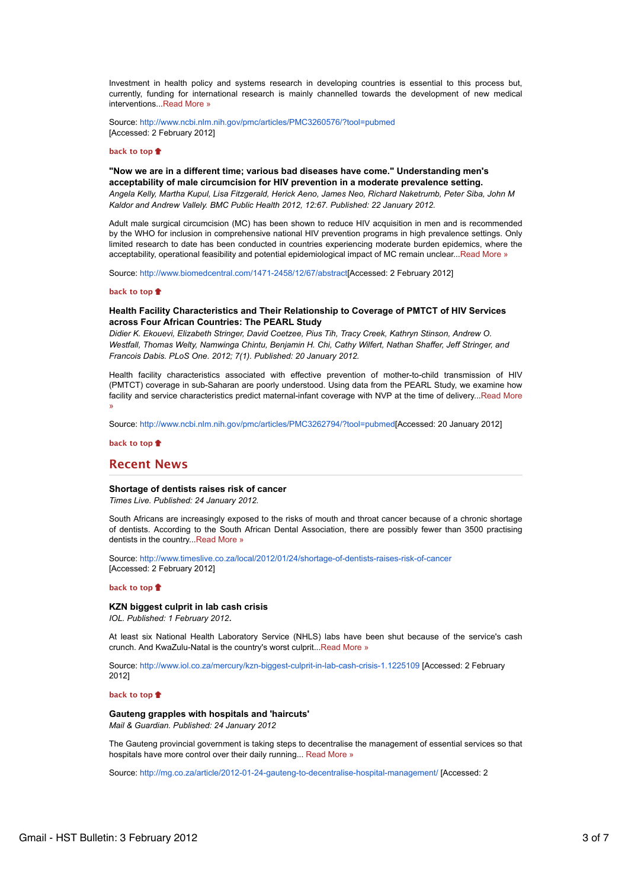Investment in health policy and systems research in developing countries is essential to this process but, currently, funding for international research is mainly channelled towards the development of new medical interventions...Read More »

Source: http://www.ncbi.nlm.nih.gov/pmc/articles/PMC3260576/?tool=pubmed
[Accessed: 2 February 2012]

back to top

**"Now we are in a different time; various bad diseases have come." Understanding men's acceptability of male circumcision for HIV prevention in a moderate prevalence setting.**
*Angela Kelly, Martha Kupul, Lisa Fitzgerald, Herick Aeno, James Neo, Richard Naketrumb, Peter Siba, John M Kaldor and Andrew Vallely. BMC Public Health 2012, 12:67. Published: 22 January 2012.*

Adult male surgical circumcision (MC) has been shown to reduce HIV acquisition in men and is recommended by the WHO for inclusion in comprehensive national HIV prevention programs in high prevalence settings. Only limited research to date has been conducted in countries experiencing moderate burden epidemics, where the acceptability, operational feasibility and potential epidemiological impact of MC remain unclear...Read More »

Source: http://www.biomedcentral.com/1471-2458/12/67/abstract[Accessed: 2 February 2012]

back to top

**Health Facility Characteristics and Their Relationship to Coverage of PMTCT of HIV Services across Four African Countries: The PEARL Study**
*Didier K. Ekouevi, Elizabeth Stringer, David Coetzee, Pius Tih, Tracy Creek, Kathryn Stinson, Andrew O. Westfall, Thomas Welty, Namwinga Chintu, Benjamin H. Chi, Cathy Wilfert, Nathan Shaffer, Jeff Stringer, and Francois Dabis. PLoS One. 2012; 7(1). Published: 20 January 2012.*

Health facility characteristics associated with effective prevention of mother-to-child transmission of HIV (PMTCT) coverage in sub-Saharan are poorly understood. Using data from the PEARL Study, we examine how facility and service characteristics predict maternal-infant coverage with NVP at the time of delivery...Read More »

Source: http://www.ncbi.nlm.nih.gov/pmc/articles/PMC3262794/?tool=pubmed[Accessed: 20 January 2012]

back to top

## Recent News

**Shortage of dentists raises risk of cancer**
*Times Live. Published: 24 January 2012.*

South Africans are increasingly exposed to the risks of mouth and throat cancer because of a chronic shortage of dentists. According to the South African Dental Association, there are possibly fewer than 3500 practising dentists in the country...Read More »

Source: http://www.timeslive.co.za/local/2012/01/24/shortage-of-dentists-raises-risk-of-cancer
[Accessed: 2 February 2012]

back to top

**KZN biggest culprit in lab cash crisis**
*IOL. Published: 1 February 2012.*

At least six National Health Laboratory Service (NHLS) labs have been shut because of the service's cash crunch. And KwaZulu-Natal is the country's worst culprit...Read More »

Source: http://www.iol.co.za/mercury/kzn-biggest-culprit-in-lab-cash-crisis-1.1225109 [Accessed: 2 February 2012]

back to top

**Gauteng grapples with hospitals and 'haircuts'**
*Mail & Guardian. Published: 24 January 2012*

The Gauteng provincial government is taking steps to decentralise the management of essential services so that hospitals have more control over their daily running... Read More »

Source: http://mg.co.za/article/2012-01-24-gauteng-to-decentralise-hospital-management/ [Accessed: 2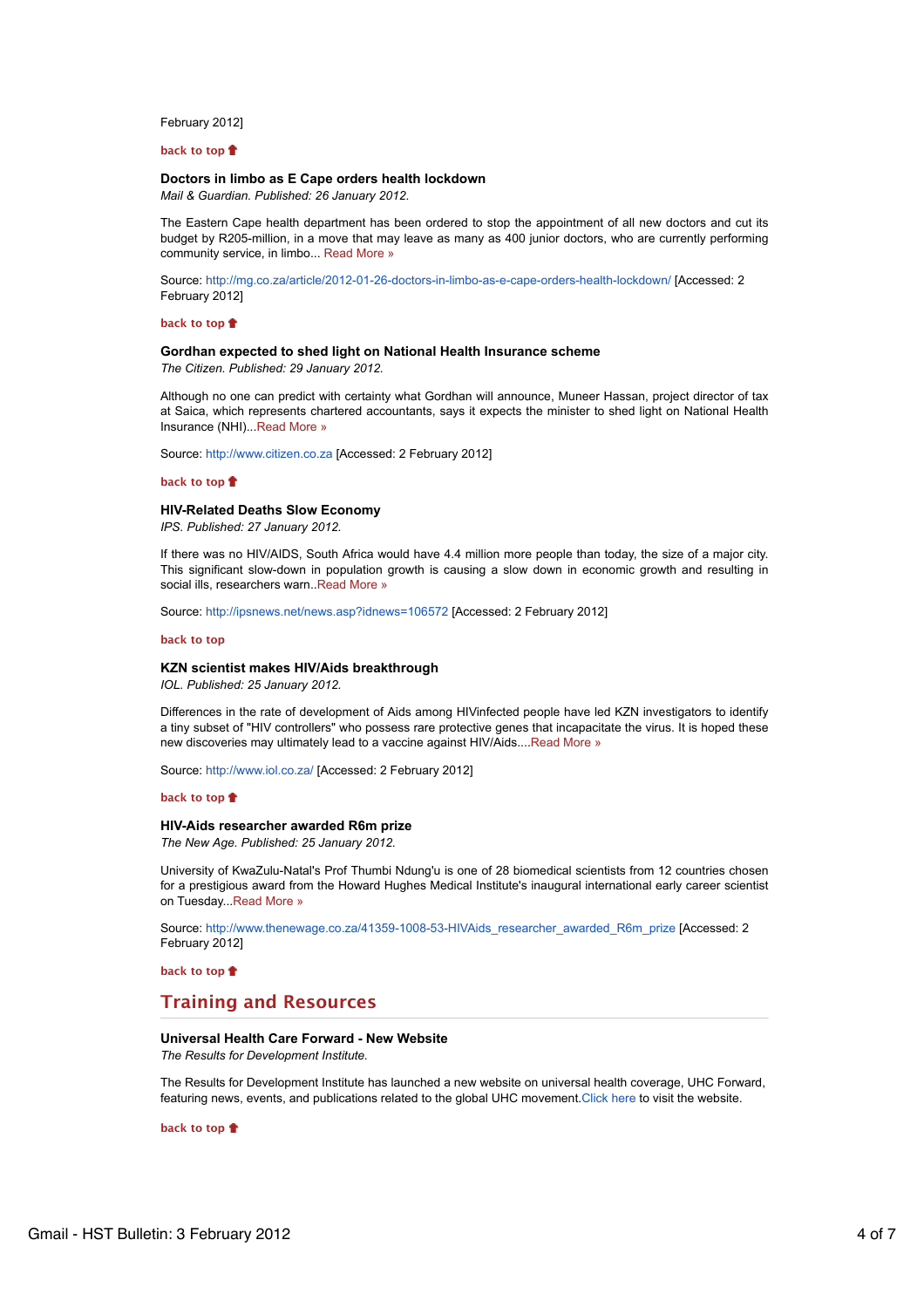February 2012]

back to top

### Doctors in limbo as E Cape orders health lockdown

*Mail & Guardian. Published: 26 January 2012.*

The Eastern Cape health department has been ordered to stop the appointment of all new doctors and cut its budget by R205-million, in a move that may leave as many as 400 junior doctors, who are currently performing community service, in limbo... Read More »

Source: http://mg.co.za/article/2012-01-26-doctors-in-limbo-as-e-cape-orders-health-lockdown/ [Accessed: 2 February 2012]

back to top

### Gordhan expected to shed light on National Health Insurance scheme

*The Citizen. Published: 29 January 2012.*

Although no one can predict with certainty what Gordhan will announce, Muneer Hassan, project director of tax at Saica, which represents chartered accountants, says it expects the minister to shed light on National Health Insurance (NHI)...Read More »

Source: http://www.citizen.co.za [Accessed: 2 February 2012]

back to top

### HIV-Related Deaths Slow Economy

*IPS. Published: 27 January 2012.*

If there was no HIV/AIDS, South Africa would have 4.4 million more people than today, the size of a major city. This significant slow-down in population growth is causing a slow down in economic growth and resulting in social ills, researchers warn..Read More »

Source: http://ipsnews.net/news.asp?idnews=106572 [Accessed: 2 February 2012]

back to top

### KZN scientist makes HIV/Aids breakthrough

*IOL. Published: 25 January 2012.*

Differences in the rate of development of Aids among HIVinfected people have led KZN investigators to identify a tiny subset of "HIV controllers" who possess rare protective genes that incapacitate the virus. It is hoped these new discoveries may ultimately lead to a vaccine against HIV/Aids....Read More »

Source: http://www.iol.co.za/ [Accessed: 2 February 2012]

back to top

### HIV-Aids researcher awarded R6m prize

*The New Age. Published: 25 January 2012.*

University of KwaZulu-Natal's Prof Thumbi Ndung'u is one of 28 biomedical scientists from 12 countries chosen for a prestigious award from the Howard Hughes Medical Institute's inaugural international early career scientist on Tuesday...Read More »

Source: http://www.thenewage.co.za/41359-1008-53-HIVAids_researcher_awarded_R6m_prize [Accessed: 2 February 2012]

back to top

## Training and Resources

### Universal Health Care Forward - New Website

*The Results for Development Institute.*

The Results for Development Institute has launched a new website on universal health coverage, UHC Forward, featuring news, events, and publications related to the global UHC movement.Click here to visit the website.

back to top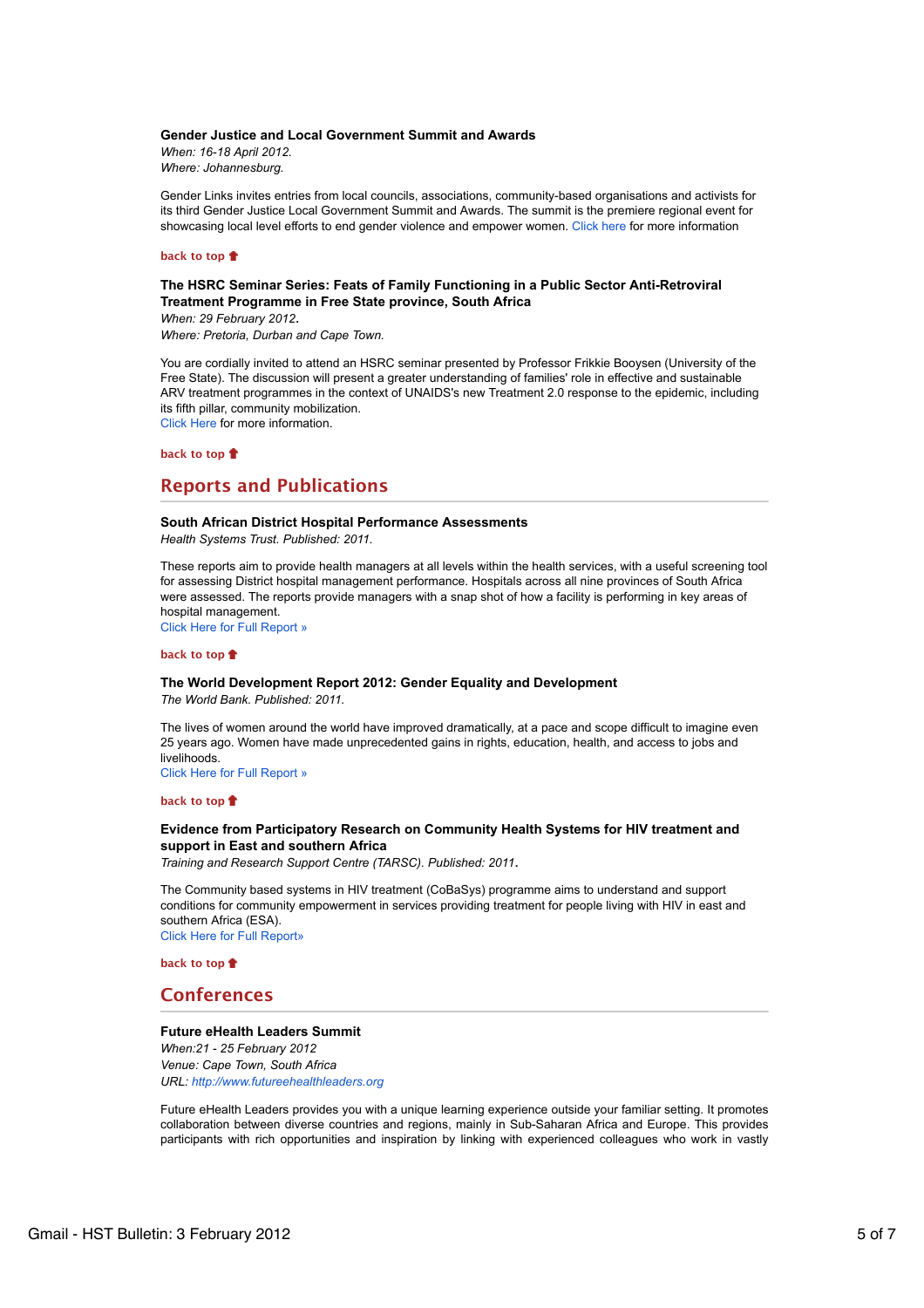**Gender Justice and Local Government Summit and Awards**
*When: 16-18 April 2012.*
*Where: Johannesburg.*

Gender Links invites entries from local councils, associations, community-based organisations and activists for its third Gender Justice Local Government Summit and Awards. The summit is the premiere regional event for showcasing local level efforts to end gender violence and empower women. Click here for more information

back to top

**The HSRC Seminar Series: Feats of Family Functioning in a Public Sector Anti-Retroviral Treatment Programme in Free State province, South Africa**
*When: 29 February 2012.*
*Where: Pretoria, Durban and Cape Town.*

You are cordially invited to attend an HSRC seminar presented by Professor Frikkie Booysen (University of the Free State). The discussion will present a greater understanding of families' role in effective and sustainable ARV treatment programmes in the context of UNAIDS's new Treatment 2.0 response to the epidemic, including its fifth pillar, community mobilization.
Click Here for more information.

back to top

## Reports and Publications

**South African District Hospital Performance Assessments**
*Health Systems Trust. Published: 2011.*

These reports aim to provide health managers at all levels within the health services, with a useful screening tool for assessing District hospital management performance. Hospitals across all nine provinces of South Africa were assessed. The reports provide managers with a snap shot of how a facility is performing in key areas of hospital management.
Click Here for Full Report »

back to top

**The World Development Report 2012: Gender Equality and Development**
*The World Bank. Published: 2011.*

The lives of women around the world have improved dramatically, at a pace and scope difficult to imagine even 25 years ago. Women have made unprecedented gains in rights, education, health, and access to jobs and livelihoods.
Click Here for Full Report »

back to top

**Evidence from Participatory Research on Community Health Systems for HIV treatment and support in East and southern Africa**
*Training and Research Support Centre (TARSC). Published: 2011.*

The Community based systems in HIV treatment (CoBaSys) programme aims to understand and support conditions for community empowerment in services providing treatment for people living with HIV in east and southern Africa (ESA).
Click Here for Full Report»

back to top

## Conferences

**Future eHealth Leaders Summit**
*When:21 - 25 February 2012*
*Venue: Cape Town, South Africa*
*URL: http://www.futureehealthleaders.org*

Future eHealth Leaders provides you with a unique learning experience outside your familiar setting. It promotes collaboration between diverse countries and regions, mainly in Sub-Saharan Africa and Europe. This provides participants with rich opportunities and inspiration by linking with experienced colleagues who work in vastly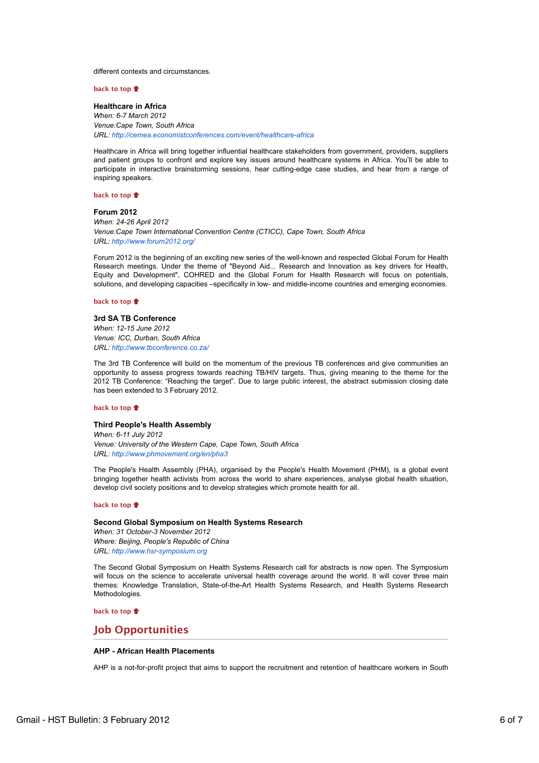different contexts and circumstances.

**back to top** 

**Healthcare in Africa**
*When: 6-7 March 2012*
*Venue:Cape Town, South Africa*
*URL: http://cemea.economistconferences.com/event/healthcare-africa*

Healthcare in Africa will bring together influential healthcare stakeholders from government, providers, suppliers and patient groups to confront and explore key issues around healthcare systems in Africa. You'll be able to participate in interactive brainstorming sessions, hear cutting-edge case studies, and hear from a range of inspiring speakers.

**back to top** 

**Forum 2012**
*When: 24-26 April 2012*
*Venue:Cape Town International Convention Centre (CTICC), Cape Town, South Africa*
*URL: http://www.forum2012.org/*

Forum 2012 is the beginning of an exciting new series of the well-known and respected Global Forum for Health Research meetings. Under the theme of "Beyond Aid... Research and Innovation as key drivers for Health, Equity and Development", COHRED and the Global Forum for Health Research will focus on potentials, solutions, and developing capacities –specifically in low- and middle-income countries and emerging economies.

**back to top** 

**3rd SA TB Conference**
*When: 12-15 June 2012*
*Venue: ICC, Durban, South Africa*
*URL: http://www.tbconference.co.za/*

The 3rd TB Conference will build on the momentum of the previous TB conferences and give communities an opportunity to assess progress towards reaching TB/HIV targets. Thus, giving meaning to the theme for the 2012 TB Conference: "Reaching the target". Due to large public interest, the abstract submission closing date has been extended to 3 February 2012.

**back to top** 

**Third People's Health Assembly**
*When: 6-11 July 2012*
*Venue: University of the Western Cape, Cape Town, South Africa*
*URL: http://www.phmovement.org/en/pha3*

The People's Health Assembly (PHA), organised by the People's Health Movement (PHM), is a global event bringing together health activists from across the world to share experiences, analyse global health situation, develop civil society positions and to develop strategies which promote health for all.

**back to top** 

**Second Global Symposium on Health Systems Research**
*When: 31 October-3 November 2012*
*Where: Beijing, People's Republic of China*
*URL: http://www.hsr-symposium.org*

The Second Global Symposium on Health Systems Research call for abstracts is now open. The Symposium will focus on the science to accelerate universal health coverage around the world. It will cover three main themes: Knowledge Translation, State-of-the-Art Health Systems Research, and Health Systems Research Methodologies.

**back to top** 

## Job Opportunities

**AHP - African Health Placements**

AHP is a not-for-profit project that aims to support the recruitment and retention of healthcare workers in South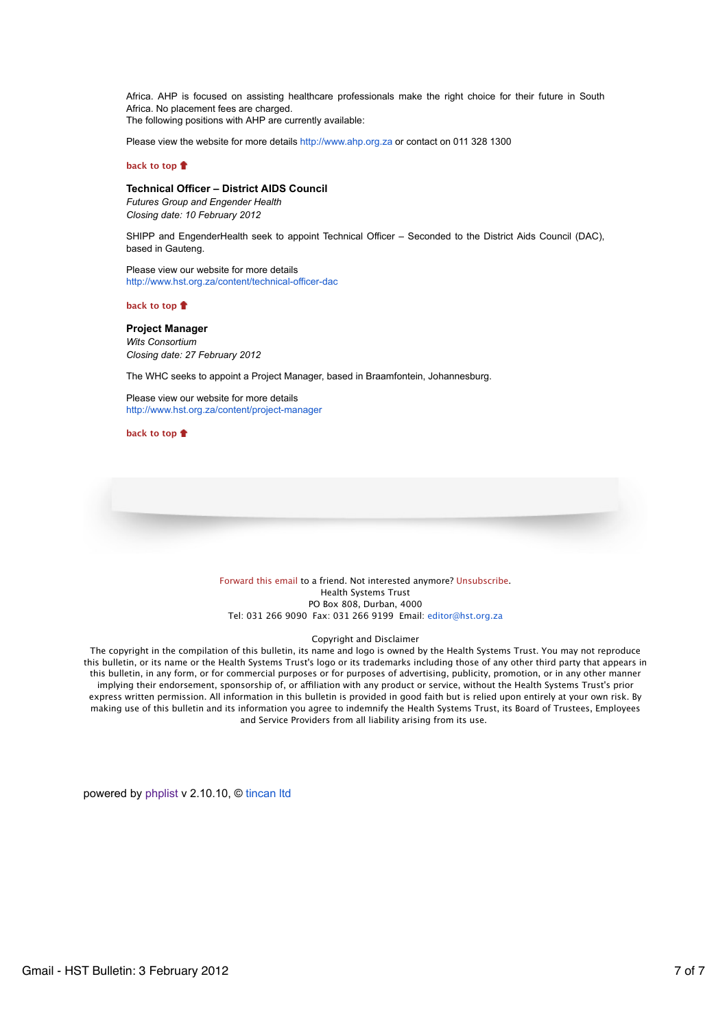Africa. AHP is focused on assisting healthcare professionals make the right choice for their future in South Africa. No placement fees are charged.
The following positions with AHP are currently available:

Please view the website for more details http://www.ahp.org.za or contact on 011 328 1300

back to top

### Technical Officer – District AIDS Council

*Futures Group and Engender Health*
*Closing date: 10 February 2012*

SHIPP and EngenderHealth seek to appoint Technical Officer – Seconded to the District Aids Council (DAC), based in Gauteng.

Please view our website for more details
http://www.hst.org.za/content/technical-officer-dac

back to top

### Project Manager

*Wits Consortium*
*Closing date: 27 February 2012*

The WHC seeks to appoint a Project Manager, based in Braamfontein, Johannesburg.

Please view our website for more details
http://www.hst.org.za/content/project-manager

back to top

Forward this email to a friend. Not interested anymore? Unsubscribe.
Health Systems Trust
PO Box 808, Durban, 4000
Tel: 031 266 9090 Fax: 031 266 9199 Email: editor@hst.org.za

Copyright and Disclaimer
The copyright in the compilation of this bulletin, its name and logo is owned by the Health Systems Trust. You may not reproduce this bulletin, or its name or the Health Systems Trust's logo or its trademarks including those of any other third party that appears in this bulletin, in any form, or for commercial purposes or for purposes of advertising, publicity, promotion, or in any other manner implying their endorsement, sponsorship of, or affiliation with any product or service, without the Health Systems Trust's prior express written permission. All information in this bulletin is provided in good faith but is relied upon entirely at your own risk. By making use of this bulletin and its information you agree to indemnify the Health Systems Trust, its Board of Trustees, Employees and Service Providers from all liability arising from its use.

powered by phplist v 2.10.10, © tincan ltd